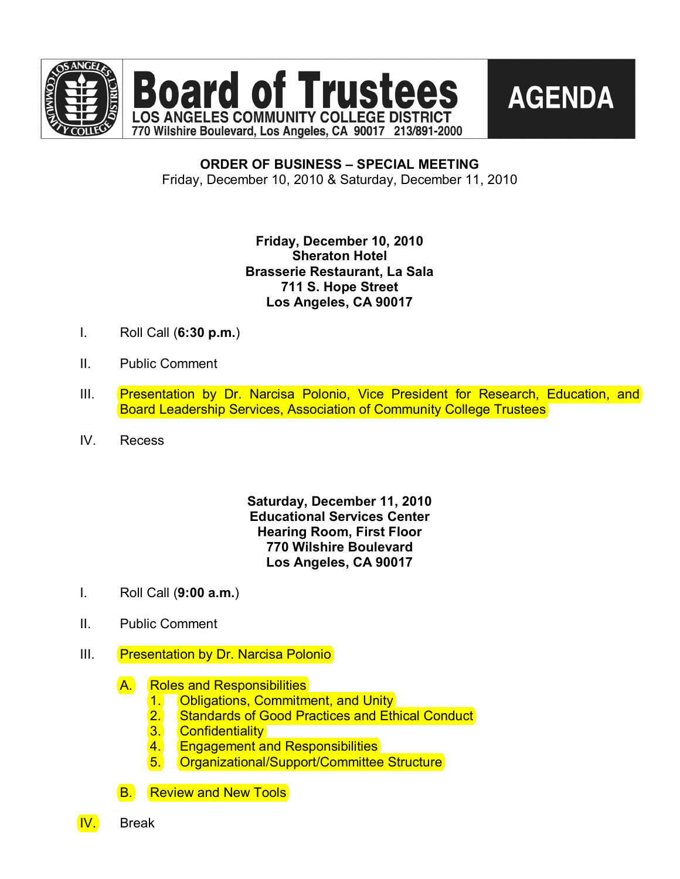# Board of Trustees

**LOS ANGELES COMMUNITY COLLEGE DISTRICT**
770 Wilshire Boulevard, Los Angeles, CA 90017 213/891-2000

# AGENDA

**ORDER OF BUSINESS – SPECIAL MEETING**
Friday, December 10, 2010 & Saturday, December 11, 2010

**Friday, December 10, 2010**
**Sheraton Hotel**
**Brasserie Restaurant, La Sala**
**711 S. Hope Street**
**Los Angeles, CA 90017**

I. Roll Call (**6:30 p.m.**)

II. Public Comment

III. Presentation by Dr. Narcisa Polonio, Vice President for Research, Education, and Board Leadership Services, Association of Community College Trustees

IV. Recess

**Saturday, December 11, 2010**
**Educational Services Center**
**Hearing Room, First Floor**
**770 Wilshire Boulevard**
**Los Angeles, CA 90017**

I. Roll Call (**9:00 a.m.**)

II. Public Comment

III. Presentation by Dr. Narcisa Polonio

   A. Roles and Responsibilities
      1. Obligations, Commitment, and Unity
      2. Standards of Good Practices and Ethical Conduct
      3. Confidentiality
      4. Engagement and Responsibilities
      5. Organizational/Support/Committee Structure

   B. Review and New Tools

IV. Break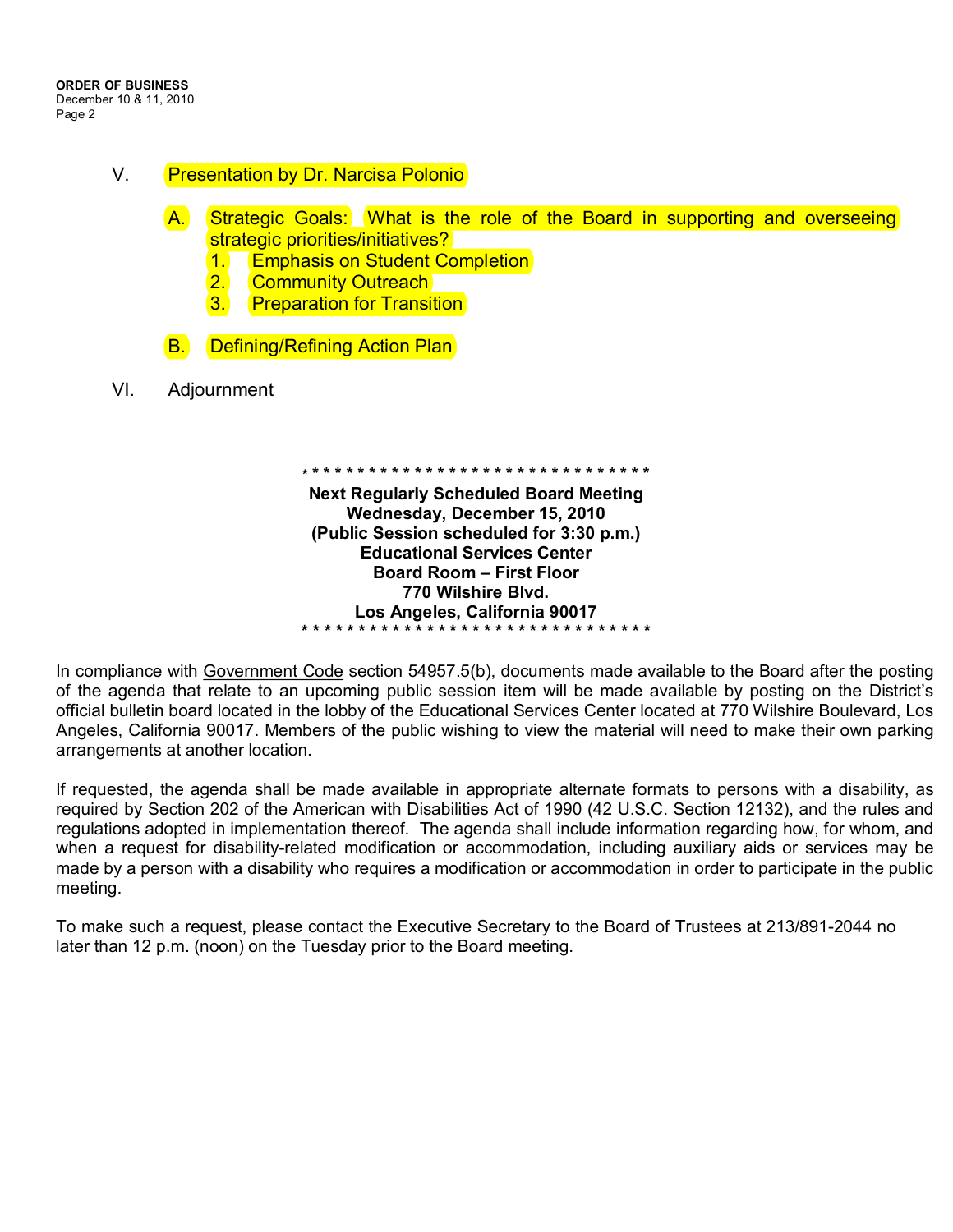V. Presentation by Dr. Narcisa Polonio

   A. Strategic Goals: What is the role of the Board in supporting and overseeing strategic priorities/initiatives?
      1. Emphasis on Student Completion
      2. Community Outreach
      3. Preparation for Transition

   B. Defining/Refining Action Plan

VI. Adjournment

* * * * * * * * * * * * * * * * * * * * * * * * * * * * * * * * *

**Next Regularly Scheduled Board Meeting**
**Wednesday, December 15, 2010**
**(Public Session scheduled for 3:30 p.m.)**
**Educational Services Center**
**Board Room – First Floor**
**770 Wilshire Blvd.**
**Los Angeles, California 90017**

* * * * * * * * * * * * * * * * * * * * * * * * * * * * * * * * *

In compliance with Government Code section 54957.5(b), documents made available to the Board after the posting of the agenda that relate to an upcoming public session item will be made available by posting on the District's official bulletin board located in the lobby of the Educational Services Center located at 770 Wilshire Boulevard, Los Angeles, California 90017. Members of the public wishing to view the material will need to make their own parking arrangements at another location.

If requested, the agenda shall be made available in appropriate alternate formats to persons with a disability, as required by Section 202 of the American with Disabilities Act of 1990 (42 U.S.C. Section 12132), and the rules and regulations adopted in implementation thereof. The agenda shall include information regarding how, for whom, and when a request for disability-related modification or accommodation, including auxiliary aids or services may be made by a person with a disability who requires a modification or accommodation in order to participate in the public meeting.

To make such a request, please contact the Executive Secretary to the Board of Trustees at 213/891-2044 no later than 12 p.m. (noon) on the Tuesday prior to the Board meeting.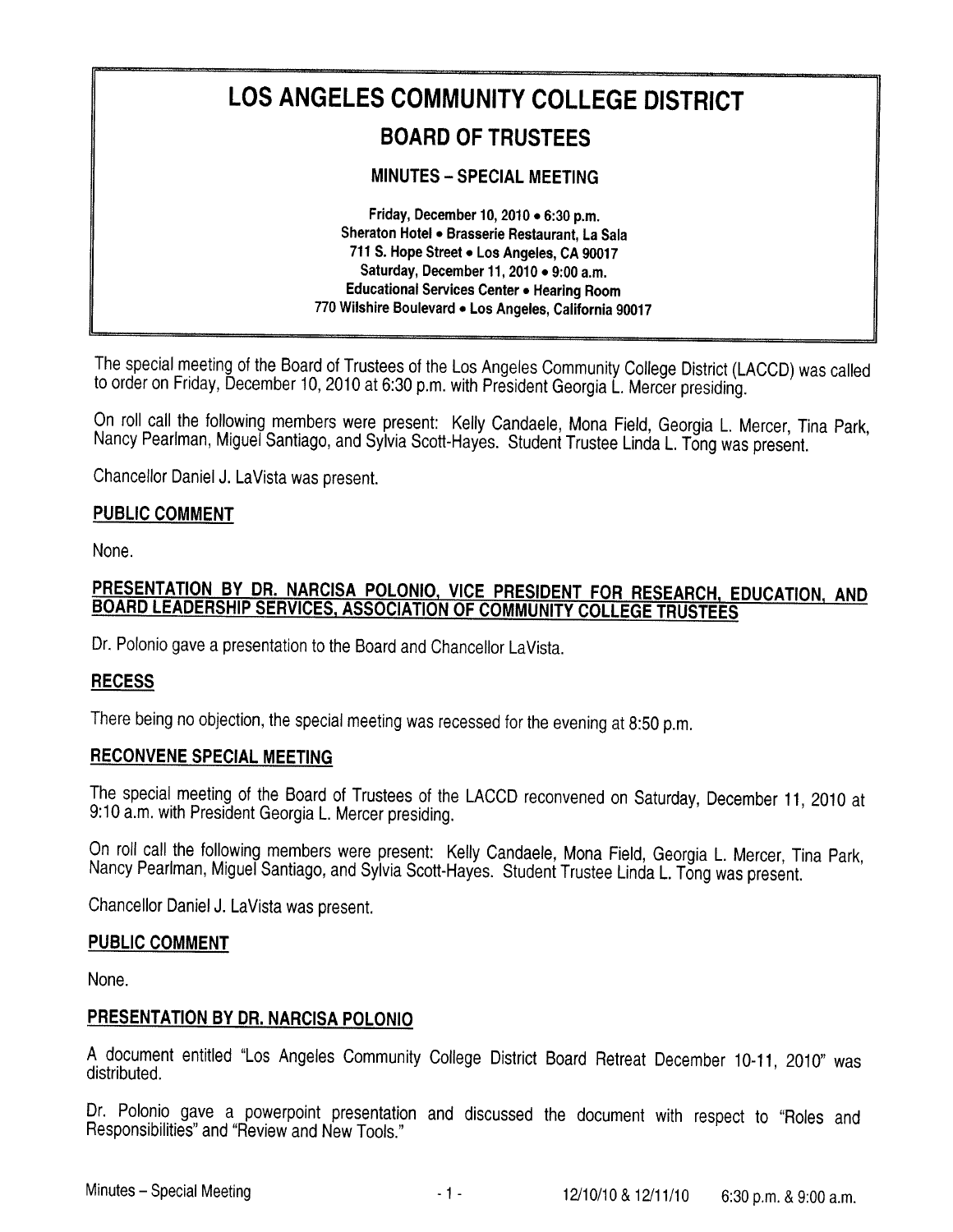# LOS ANGELES COMMUNITY COLLEGE DISTRICT

## BOARD OF TRUSTEES

### MINUTES – SPECIAL MEETING

**Friday, December 10, 2010 • 6:30 p.m.**
**Sheraton Hotel • Brasserie Restaurant, La Sala**
**711 S. Hope Street • Los Angeles, CA 90017**
**Saturday, December 11, 2010 • 9:00 a.m.**
**Educational Services Center • Hearing Room**
**770 Wilshire Boulevard • Los Angeles, California 90017**

The special meeting of the Board of Trustees of the Los Angeles Community College District (LACCD) was called to order on Friday, December 10, 2010 at 6:30 p.m. with President Georgia L. Mercer presiding.

On roll call the following members were present: Kelly Candaele, Mona Field, Georgia L. Mercer, Tina Park, Nancy Pearlman, Miguel Santiago, and Sylvia Scott-Hayes. Student Trustee Linda L. Tong was present.

Chancellor Daniel J. LaVista was present.

### PUBLIC COMMENT

None.

### PRESENTATION BY DR. NARCISA POLONIO, VICE PRESIDENT FOR RESEARCH, EDUCATION, AND BOARD LEADERSHIP SERVICES, ASSOCIATION OF COMMUNITY COLLEGE TRUSTEES

Dr. Polonio gave a presentation to the Board and Chancellor LaVista.

### RECESS

There being no objection, the special meeting was recessed for the evening at 8:50 p.m.

### RECONVENE SPECIAL MEETING

The special meeting of the Board of Trustees of the LACCD reconvened on Saturday, December 11, 2010 at 9:10 a.m. with President Georgia L. Mercer presiding.

On roll call the following members were present: Kelly Candaele, Mona Field, Georgia L. Mercer, Tina Park, Nancy Pearlman, Miguel Santiago, and Sylvia Scott-Hayes. Student Trustee Linda L. Tong was present.

Chancellor Daniel J. LaVista was present.

### PUBLIC COMMENT

None.

### PRESENTATION BY DR. NARCISA POLONIO

A document entitled "Los Angeles Community College District Board Retreat December 10-11, 2010" was distributed.

Dr. Polonio gave a powerpoint presentation and discussed the document with respect to "Roles and Responsibilities" and "Review and New Tools."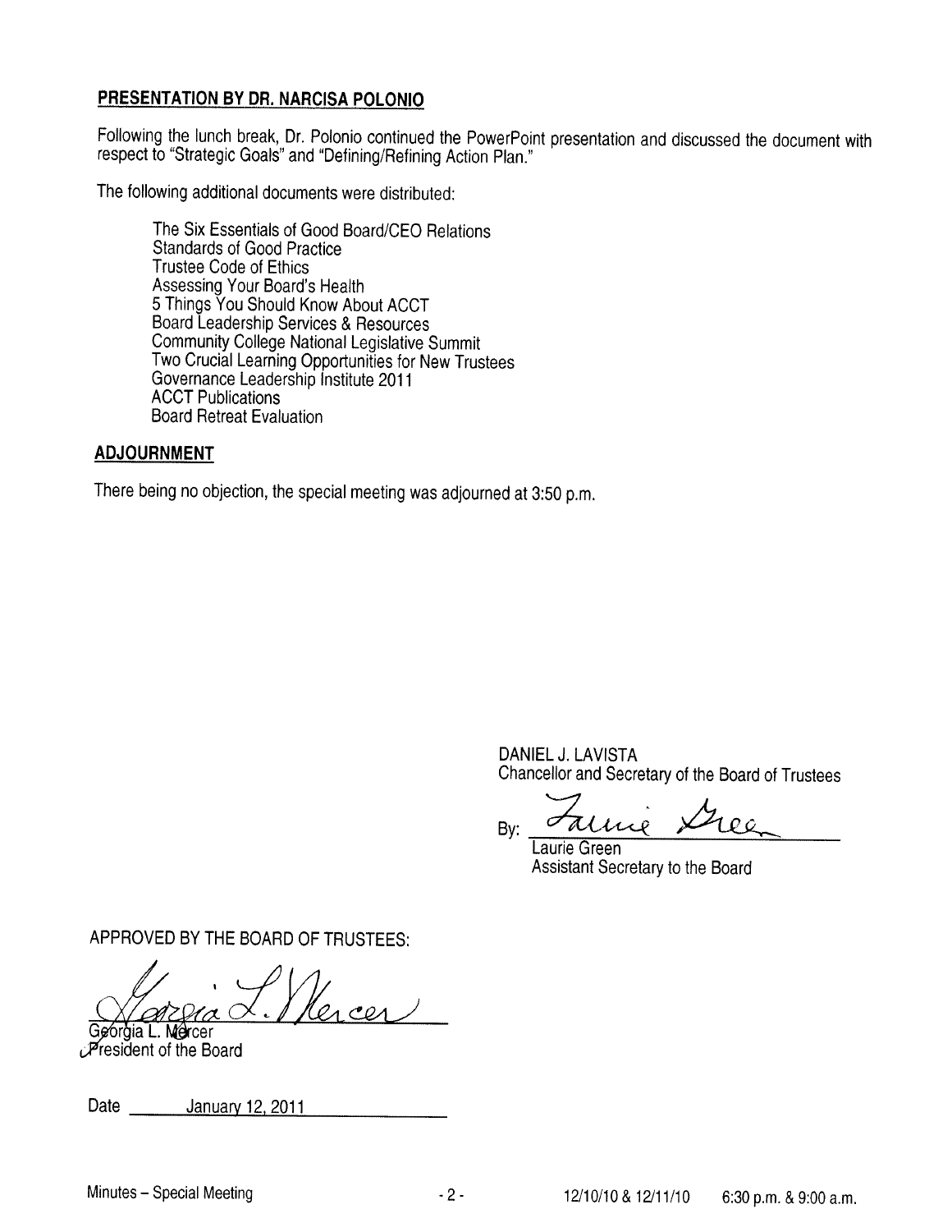## PRESENTATION BY DR. NARCISA POLONIO

Following the lunch break, Dr. Polonio continued the PowerPoint presentation and discussed the document with respect to "Strategic Goals" and "Defining/Refining Action Plan."

The following additional documents were distributed:

- The Six Essentials of Good Board/CEO Relations
- Standards of Good Practice
- Trustee Code of Ethics
- Assessing Your Board's Health
- 5 Things You Should Know About ACCT
- Board Leadership Services & Resources
- Community College National Legislative Summit
- Two Crucial Learning Opportunities for New Trustees
- Governance Leadership Institute 2011
- ACCT Publications
- Board Retreat Evaluation

## ADJOURNMENT

There being no objection, the special meeting was adjourned at 3:50 p.m.

DANIEL J. LAVISTA
Chancellor and Secretary of the Board of Trustees

By: Laurie Green
Laurie Green
Assistant Secretary to the Board

APPROVED BY THE BOARD OF TRUSTEES:

Georgia L. Mercer
Georgia L. Mercer
President of the Board

Date January 12, 2011

Minutes – Special Meeting 12/10/10 & 12/11/10 6:30 p.m. & 9:00 a.m.